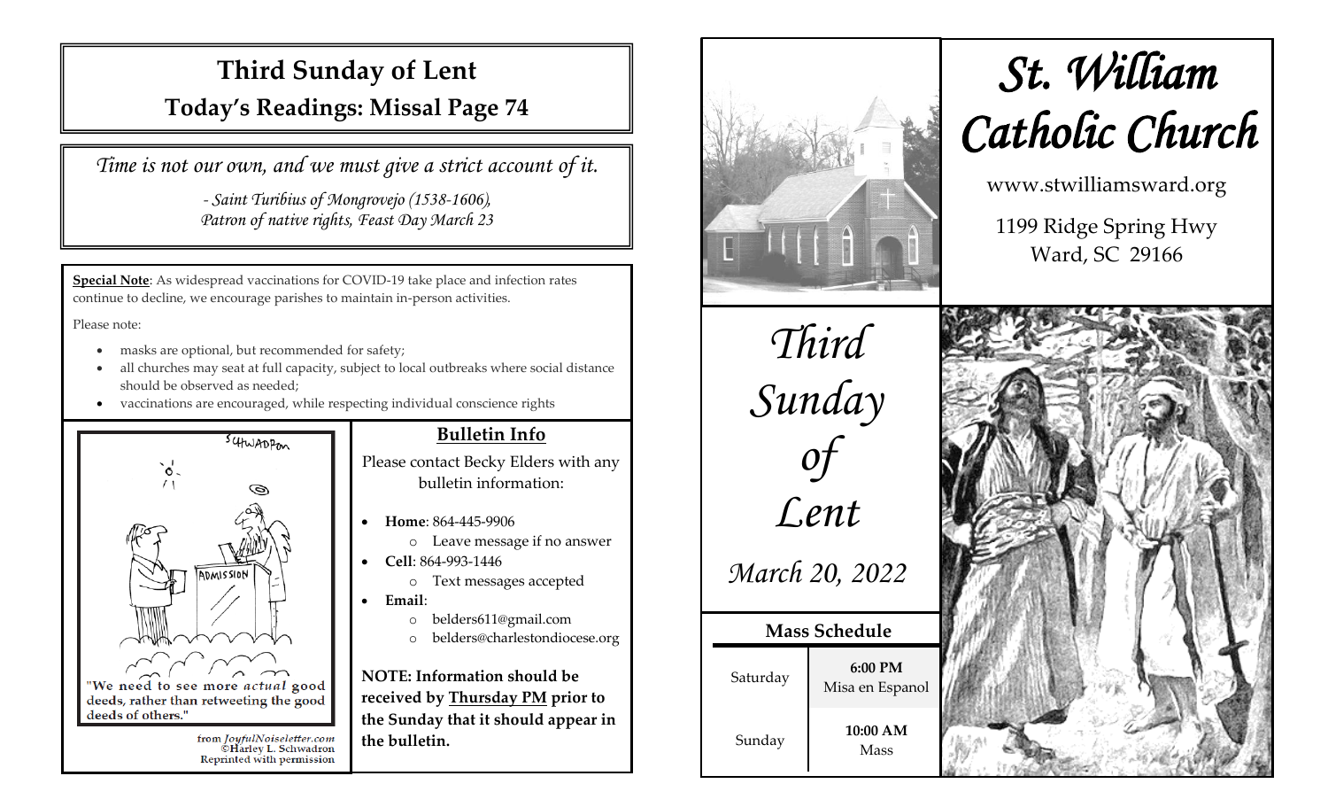# Third Sunday of Lent

## Today's Readings: Missal Page 74

*Time is not our own, and we must give a strict account of it.*

*- Saint Turibius of Mongrovejo (1538-1606), Patron of native rights, Feast Day March 23*

**Special Note**: As widespread vaccinations for COVID-19 take place and infection rates continue to decline, we encourage parishes to maintain in-person activities.

Please note:

- masks are optional, but recommended for safety;
- all churches may seat at full capacity, subject to local outbreaks where social distance should be observed as needed;
- vaccinations are encouraged, while respecting individual conscience rights

"We need to see more *actual* good deeds, rather than retweeting the good deeds of others."

from JoyfulNoiseletter.com
©Harley L. Schwadron
Reprinted with permission

## Bulletin Info

Please contact Becky Elders with any bulletin information:

- **Home**: 864-445-9906
  - Leave message if no answer
- **Cell**: 864-993-1446
  - Text messages accepted
- **Email**:
  - belders611@gmail.com
  - belders@charlestondiocese.org

**NOTE: Information should be received by Thursday PM prior to the Sunday that it should appear in the bulletin.**

# *St. William Catholic Church*

www.stwilliamsward.org

1199 Ridge Spring Hwy
Ward, SC 29166

*Third Sunday of Lent*

*March 20, 2022*

### Mass Schedule

| | |
|---|---|
| Saturday | **6:00 PM** Misa en Espanol |
| Sunday | **10:00 AM** Mass |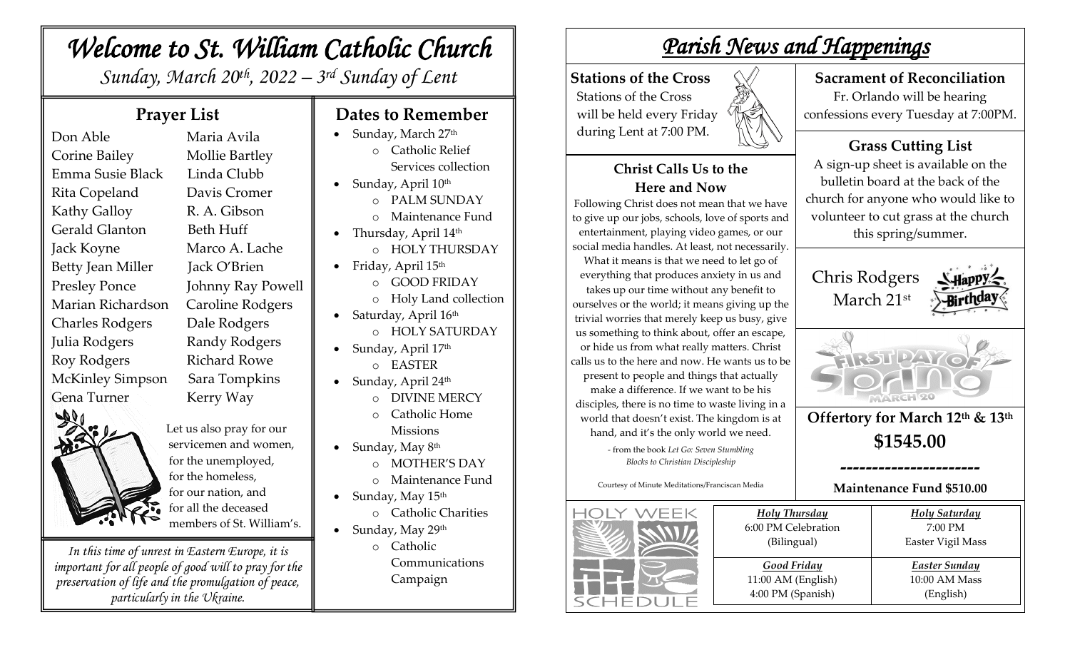# *Welcome to St. William Catholic Church*

*Sunday, March 20th, 2022 – 3rd Sunday of Lent*

## Prayer List

Don Able
Maria Avila
Corine Bailey
Mollie Bartley
Emma Susie Black
Linda Clubb
Rita Copeland
Davis Cromer
Kathy Galloy
R. A. Gibson
Gerald Glanton
Beth Huff
Jack Koyne
Marco A. Lache
Betty Jean Miller
Jack O'Brien
Presley Ponce
Johnny Ray Powell
Marian Richardson
Caroline Rodgers
Charles Rodgers
Dale Rodgers
Julia Rodgers
Randy Rodgers
Roy Rodgers
Richard Rowe
McKinley Simpson
Sara Tompkins
Gena Turner
Kerry Way

Let us also pray for our servicemen and women, for the unemployed, for the homeless, for our nation, and for all the deceased members of St. William's.

*In this time of unrest in Eastern Europe, it is important for all people of good will to pray for the preservation of life and the promulgation of peace, particularly in the Ukraine.*

## Dates to Remember

- Sunday, March 27th
  - Catholic Relief Services collection
- Sunday, April 10th
  - PALM SUNDAY
  - Maintenance Fund
- Thursday, April 14th
  - HOLY THURSDAY
- Friday, April 15th
  - GOOD FRIDAY
  - Holy Land collection
- Saturday, April 16th
  - HOLY SATURDAY
- Sunday, April 17th
  - EASTER
- Sunday, April 24th
  - DIVINE MERCY
  - Catholic Home Missions
- Sunday, May 8th
  - MOTHER'S DAY
  - Maintenance Fund
- Sunday, May 15th
  - Catholic Charities
- Sunday, May 29th
  - Catholic Communications Campaign

# *Parish News and Happenings*

### Stations of the Cross

Stations of the Cross will be held every Friday during Lent at 7:00 PM.

### Christ Calls Us to the Here and Now

Following Christ does not mean that we have to give up our jobs, schools, love of sports and entertainment, playing video games, or our social media handles. At least, not necessarily. What it means is that we need to let go of everything that produces anxiety in us and takes up our time without any benefit to ourselves or the world; it means giving up the trivial worries that merely keep us busy, give us something to think about, offer an escape, or hide us from what really matters. Christ calls us to the here and now. He wants us to be present to people and things that actually make a difference. If we want to be his disciples, there is no time to waste living in a world that doesn't exist. The kingdom is at hand, and it's the only world we need.

- from the book *Let Go: Seven Stumbling Blocks to Christian Discipleship*

Courtesy of Minute Meditations/Franciscan Media

### Sacrament of Reconciliation

Fr. Orlando will be hearing confessions every Tuesday at 7:00PM.

### Grass Cutting List

A sign-up sheet is available on the bulletin board at the back of the church for anyone who would like to volunteer to cut grass at the church this spring/summer.

Chris Rodgers
March 21st

Happy Birthday

FIRST DAY OF Spring MARCH 20

### Offertory for March 12th & 13th

**$1545.00**

**Maintenance Fund $510.00**

HOLY WEEK SCHEDULE

| | |
|---|---|
| ***Holy Thursday***<br>6:00 PM Celebration<br>(Bilingual) | ***Holy Saturday***<br>7:00 PM<br>Easter Vigil Mass |
| ***Good Friday***<br>11:00 AM (English)<br>4:00 PM (Spanish) | ***Easter Sunday***<br>10:00 AM Mass<br>(English) |